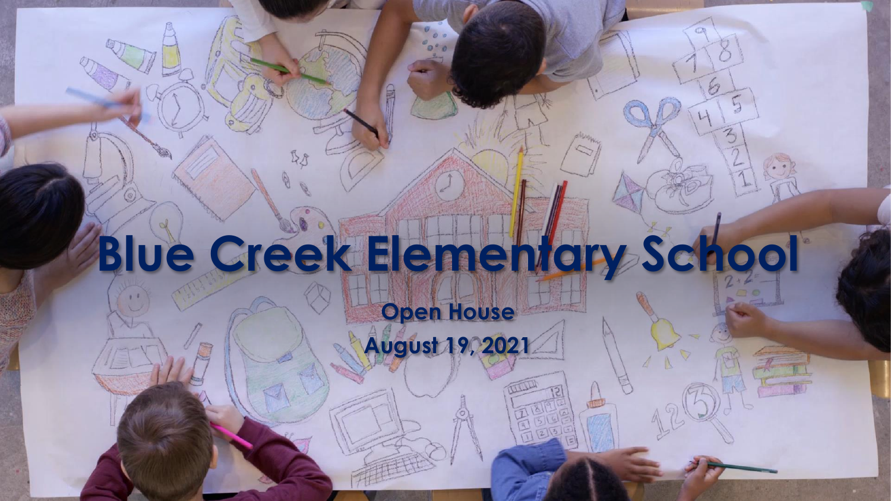# Blue Creek Elementary School

**Open House**

**August 19, 2021**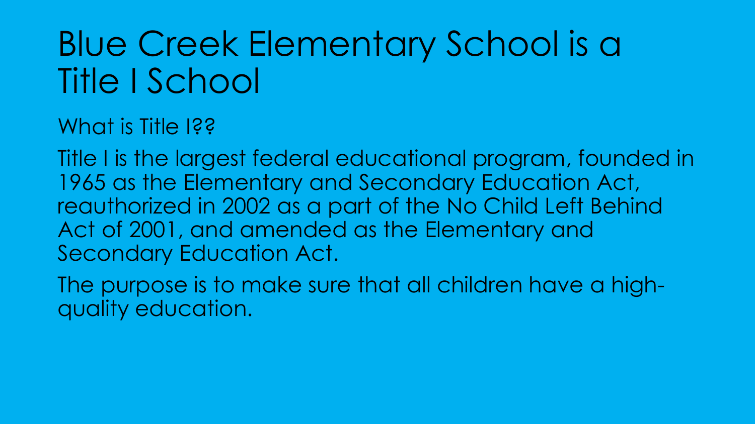# Blue Creek Elementary School is a Title I School

What is Title I??

Title I is the largest federal educational program, founded in 1965 as the Elementary and Secondary Education Act, reauthorized in 2002 as a part of the No Child Left Behind Act of 2001, and amended as the Elementary and Secondary Education Act.

The purpose is to make sure that all children have a high-quality education.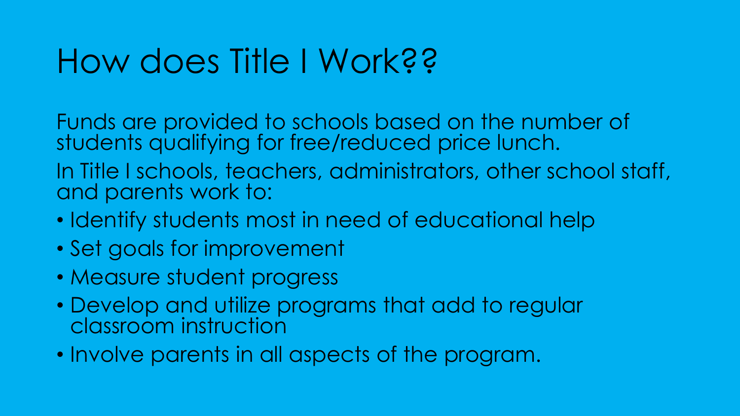# How does Title I Work??

Funds are provided to schools based on the number of students qualifying for free/reduced price lunch.

In Title I schools, teachers, administrators, other school staff, and parents work to:

- Identify students most in need of educational help
- Set goals for improvement
- Measure student progress
- Develop and utilize programs that add to regular classroom instruction
- Involve parents in all aspects of the program.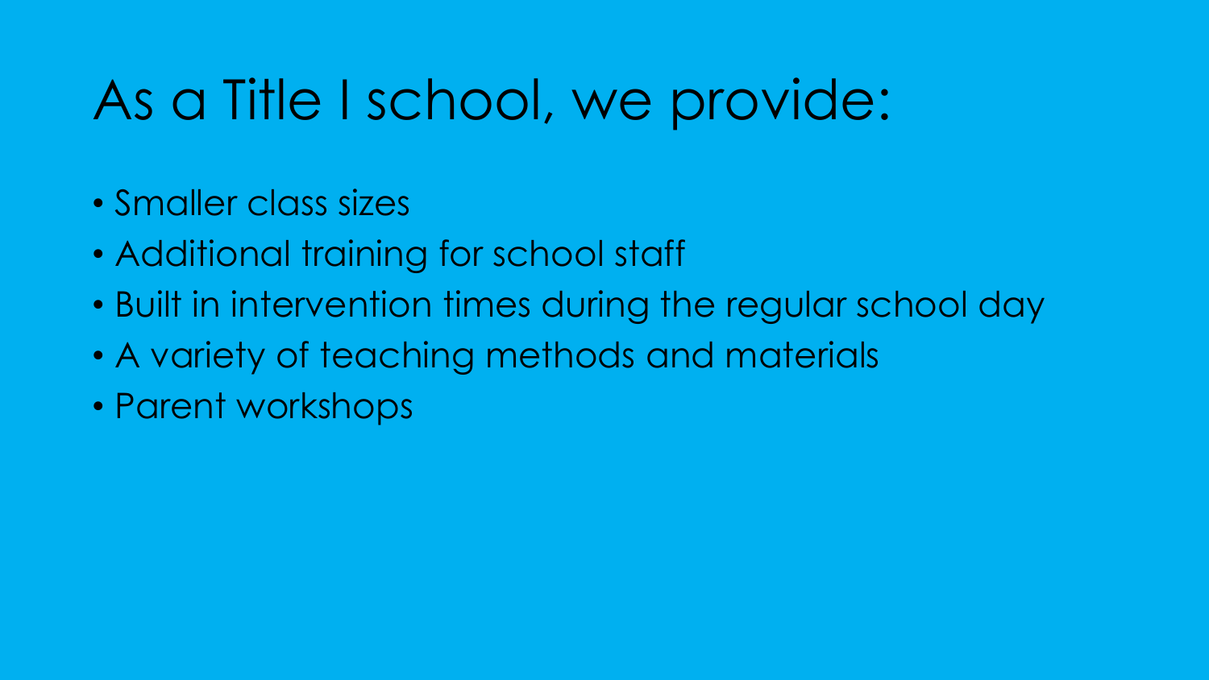# As a Title I school, we provide:

- Smaller class sizes
- Additional training for school staff
- Built in intervention times during the regular school day
- A variety of teaching methods and materials
- Parent workshops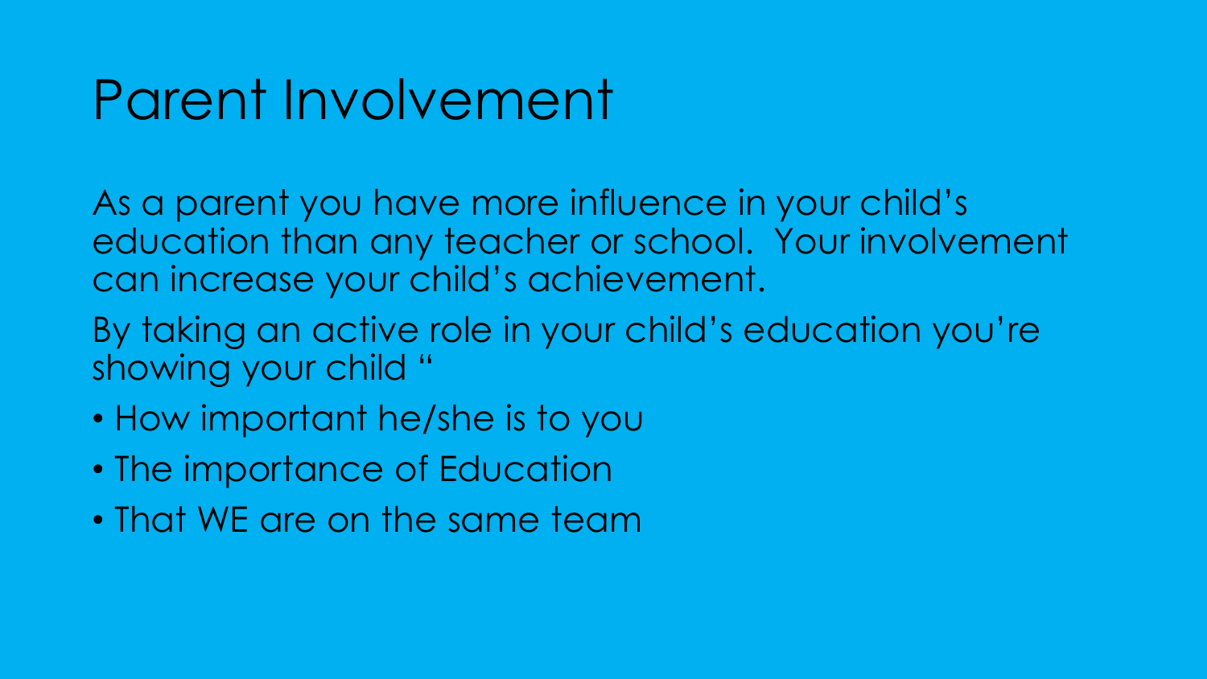# Parent Involvement

As a parent you have more influence in your child's education than any teacher or school. Your involvement can increase your child's achievement.

By taking an active role in your child's education you're showing your child "

- How important he/she is to you
- The importance of Education
- That WE are on the same team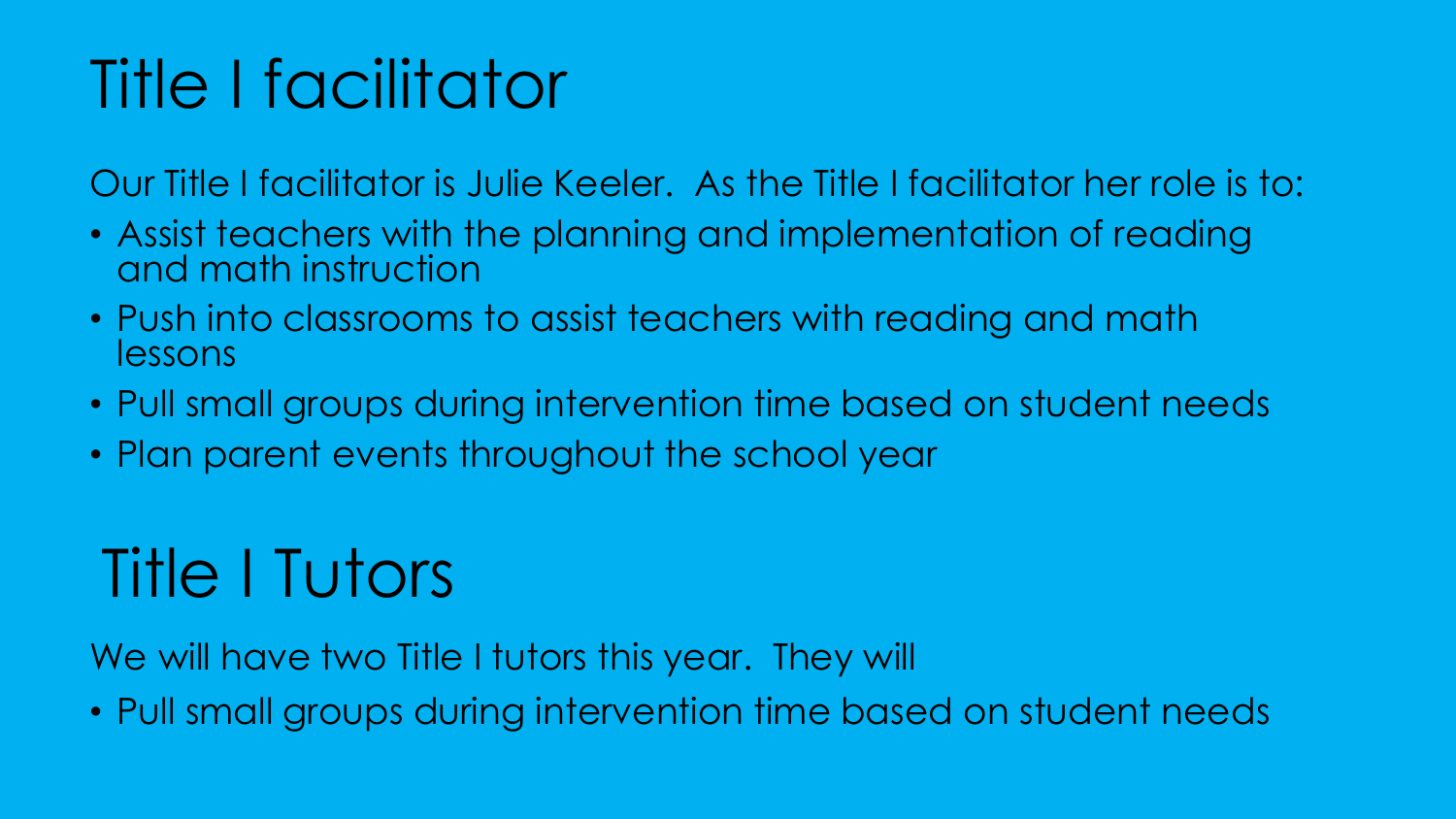# Title I facilitator

Our Title I facilitator is Julie Keeler. As the Title I facilitator her role is to:

- Assist teachers with the planning and implementation of reading and math instruction
- Push into classrooms to assist teachers with reading and math lessons
- Pull small groups during intervention time based on student needs
- Plan parent events throughout the school year

# Title I Tutors

We will have two Title I tutors this year. They will

- Pull small groups during intervention time based on student needs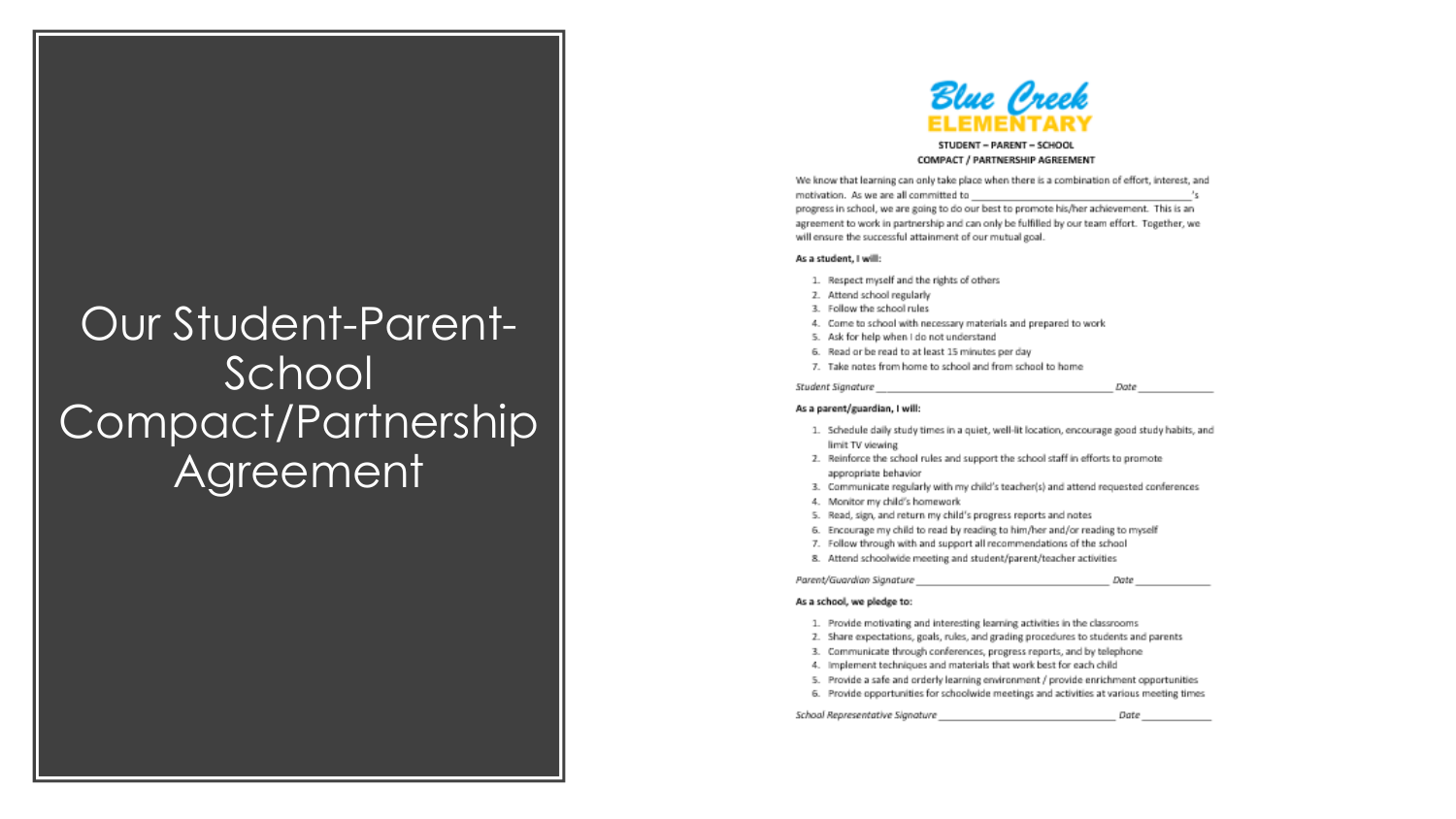# Our Student-Parent-School Compact/Partnership Agreement

**Blue Creek**
**ELEMENTARY**

**STUDENT – PARENT – SCHOOL**
**COMPACT / PARTNERSHIP AGREEMENT**

We know that learning can only take place when there is a combination of effort, interest, and motivation. As we are all committed to ______________________________________'s progress in school, we are going to do our best to promote his/her achievement. This is an agreement to work in partnership and can only be fulfilled by our team effort. Together, we will ensure the successful attainment of our mutual goal.

**As a student, I will:**

1. Respect myself and the rights of others
2. Attend school regularly
3. Follow the school rules
4. Come to school with necessary materials and prepared to work
5. Ask for help when I do not understand
6. Read or be read to at least 15 minutes per day
7. Take notes from home to school and from school to home

*Student Signature* ______________________________________ *Date* ____________

**As a parent/guardian, I will:**

1. Schedule daily study times in a quiet, well-lit location, encourage good study habits, and limit TV viewing
2. Reinforce the school rules and support the school staff in efforts to promote appropriate behavior
3. Communicate regularly with my child's teacher(s) and attend requested conferences
4. Monitor my child's homework
5. Read, sign, and return my child's progress reports and notes
6. Encourage my child to read by reading to him/her and/or reading to myself
7. Follow through with and support all recommendations of the school
8. Attend schoolwide meeting and student/parent/teacher activities

*Parent/Guardian Signature* ______________________________ *Date* ____________

**As a school, we pledge to:**

1. Provide motivating and interesting learning activities in the classrooms
2. Share expectations, goals, rules, and grading procedures to students and parents
3. Communicate through conferences, progress reports, and by telephone
4. Implement techniques and materials that work best for each child
5. Provide a safe and orderly learning environment / provide enrichment opportunities
6. Provide opportunities for schoolwide meetings and activities at various meeting times

*School Representative Signature* ____________________________ *Date* ____________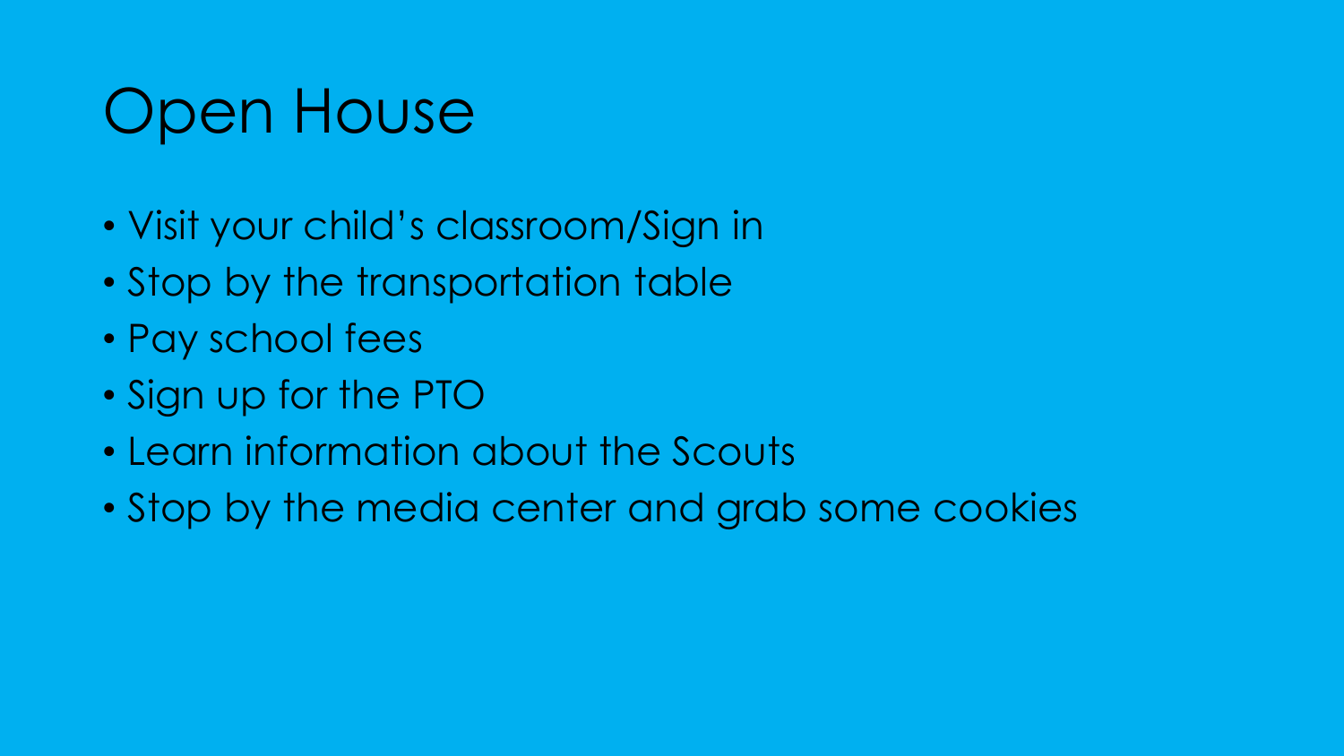# Open House

- Visit your child's classroom/Sign in
- Stop by the transportation table
- Pay school fees
- Sign up for the PTO
- Learn information about the Scouts
- Stop by the media center and grab some cookies